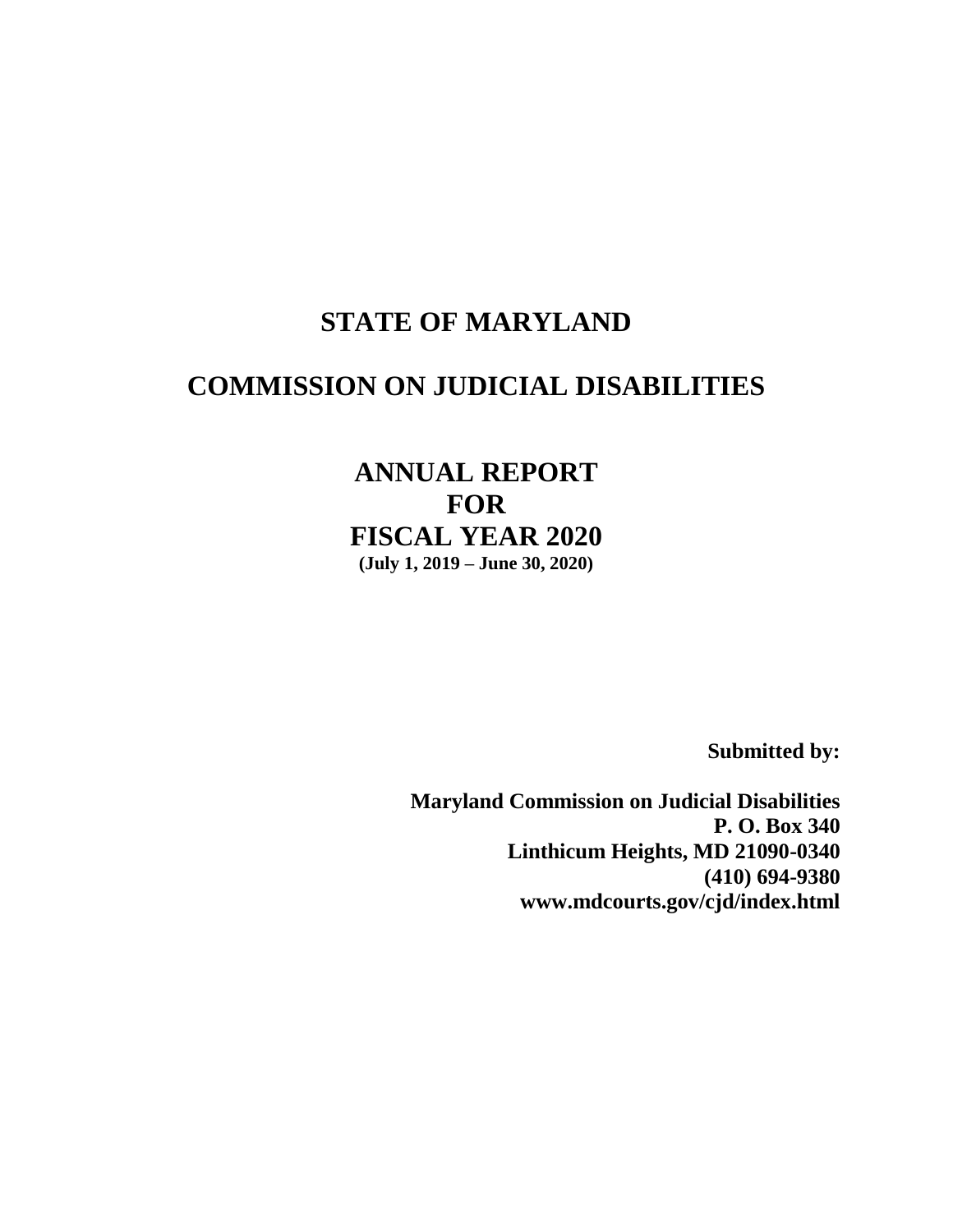# STATE OF MARYLAND

# COMMISSION ON JUDICIAL DISABILITIES

## ANNUAL REPORT
## FOR
## FISCAL YEAR 2020

**(July 1, 2019 – June 30, 2020)**

**Submitted by:**

**Maryland Commission on Judicial Disabilities**
**P. O. Box 340**
**Linthicum Heights, MD 21090-0340**
**(410) 694-9380**
**www.mdcourts.gov/cjd/index.html**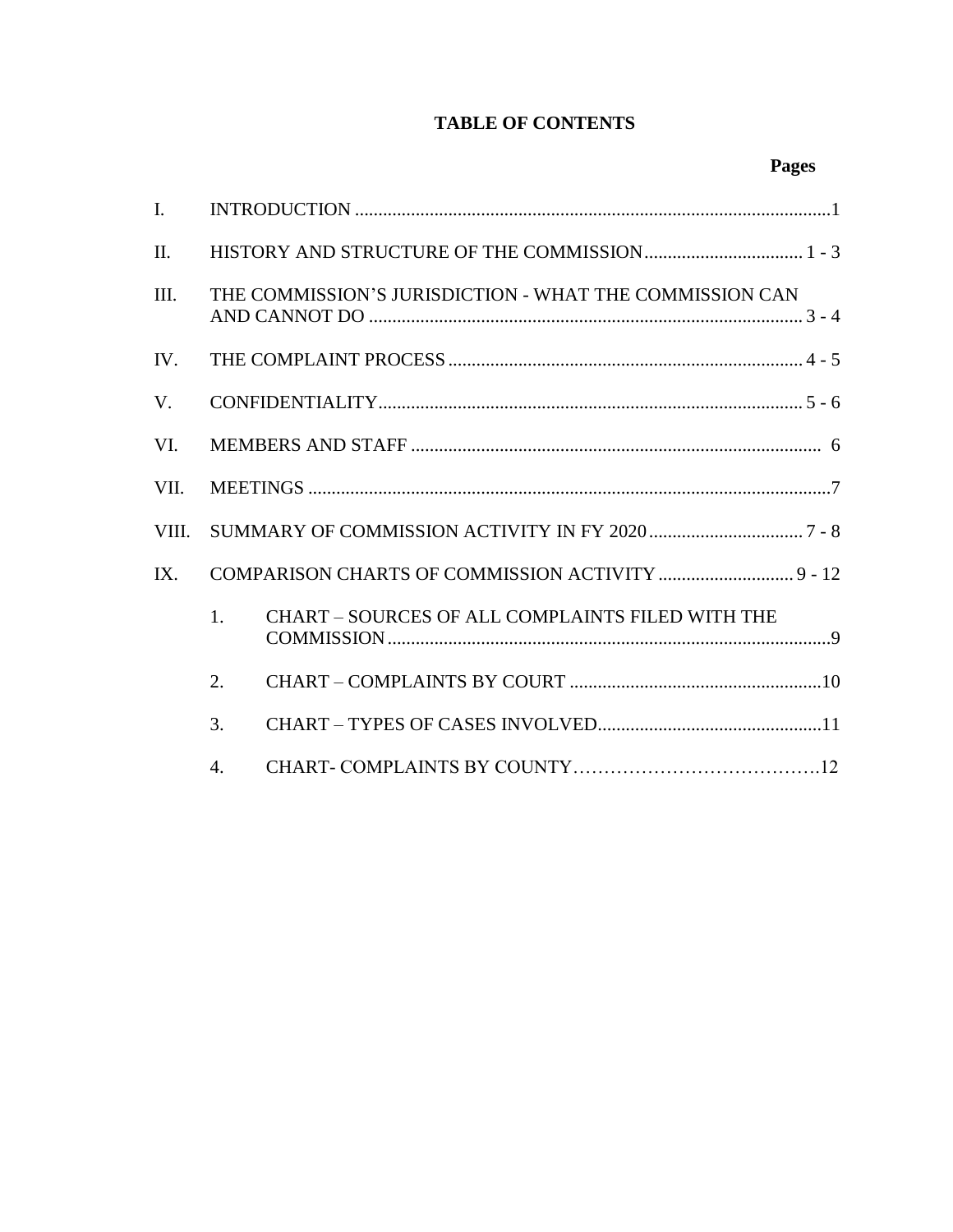# TABLE OF CONTENTS

| | | Pages |
|---|---|---|
| I. | INTRODUCTION | 1 |
| II. | HISTORY AND STRUCTURE OF THE COMMISSION | 1 - 3 |
| III. | THE COMMISSION'S JURISDICTION - WHAT THE COMMISSION CAN AND CANNOT DO | 3 - 4 |
| IV. | THE COMPLAINT PROCESS | 4 - 5 |
| V. | CONFIDENTIALITY | 5 - 6 |
| VI. | MEMBERS AND STAFF | 6 |
| VII. | MEETINGS | 7 |
| VIII. | SUMMARY OF COMMISSION ACTIVITY IN FY 2020 | 7 - 8 |
| IX. | COMPARISON CHARTS OF COMMISSION ACTIVITY | 9 - 12 |
| | 1. CHART – SOURCES OF ALL COMPLAINTS FILED WITH THE COMMISSION | 9 |
| | 2. CHART – COMPLAINTS BY COURT | 10 |
| | 3. CHART – TYPES OF CASES INVOLVED | 11 |
| | 4. CHART- COMPLAINTS BY COUNTY | 12 |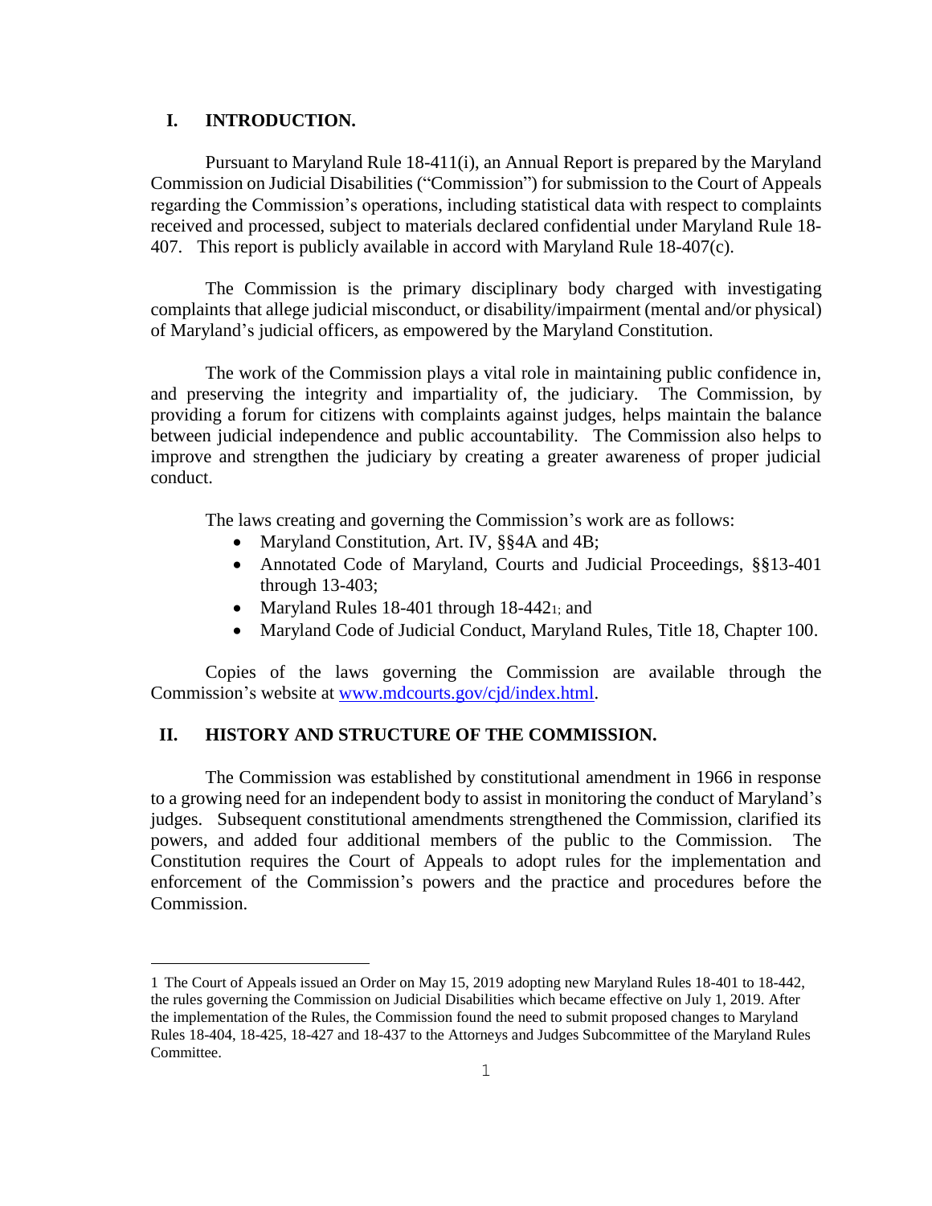## I. INTRODUCTION.

Pursuant to Maryland Rule 18-411(i), an Annual Report is prepared by the Maryland Commission on Judicial Disabilities ("Commission") for submission to the Court of Appeals regarding the Commission's operations, including statistical data with respect to complaints received and processed, subject to materials declared confidential under Maryland Rule 18-407. This report is publicly available in accord with Maryland Rule 18-407(c).

The Commission is the primary disciplinary body charged with investigating complaints that allege judicial misconduct, or disability/impairment (mental and/or physical) of Maryland's judicial officers, as empowered by the Maryland Constitution.

The work of the Commission plays a vital role in maintaining public confidence in, and preserving the integrity and impartiality of, the judiciary. The Commission, by providing a forum for citizens with complaints against judges, helps maintain the balance between judicial independence and public accountability. The Commission also helps to improve and strengthen the judiciary by creating a greater awareness of proper judicial conduct.

The laws creating and governing the Commission's work are as follows:

- Maryland Constitution, Art. IV, §§4A and 4B;
- Annotated Code of Maryland, Courts and Judicial Proceedings, §§13-401 through 13-403;
- Maryland Rules 18-401 through 18-442[1]; and
- Maryland Code of Judicial Conduct, Maryland Rules, Title 18, Chapter 100.

Copies of the laws governing the Commission are available through the Commission's website at www.mdcourts.gov/cjd/index.html.

## II. HISTORY AND STRUCTURE OF THE COMMISSION.

The Commission was established by constitutional amendment in 1966 in response to a growing need for an independent body to assist in monitoring the conduct of Maryland's judges. Subsequent constitutional amendments strengthened the Commission, clarified its powers, and added four additional members of the public to the Commission. The Constitution requires the Court of Appeals to adopt rules for the implementation and enforcement of the Commission's powers and the practice and procedures before the Commission.

---

1 The Court of Appeals issued an Order on May 15, 2019 adopting new Maryland Rules 18-401 to 18-442, the rules governing the Commission on Judicial Disabilities which became effective on July 1, 2019. After the implementation of the Rules, the Commission found the need to submit proposed changes to Maryland Rules 18-404, 18-425, 18-427 and 18-437 to the Attorneys and Judges Subcommittee of the Maryland Rules Committee.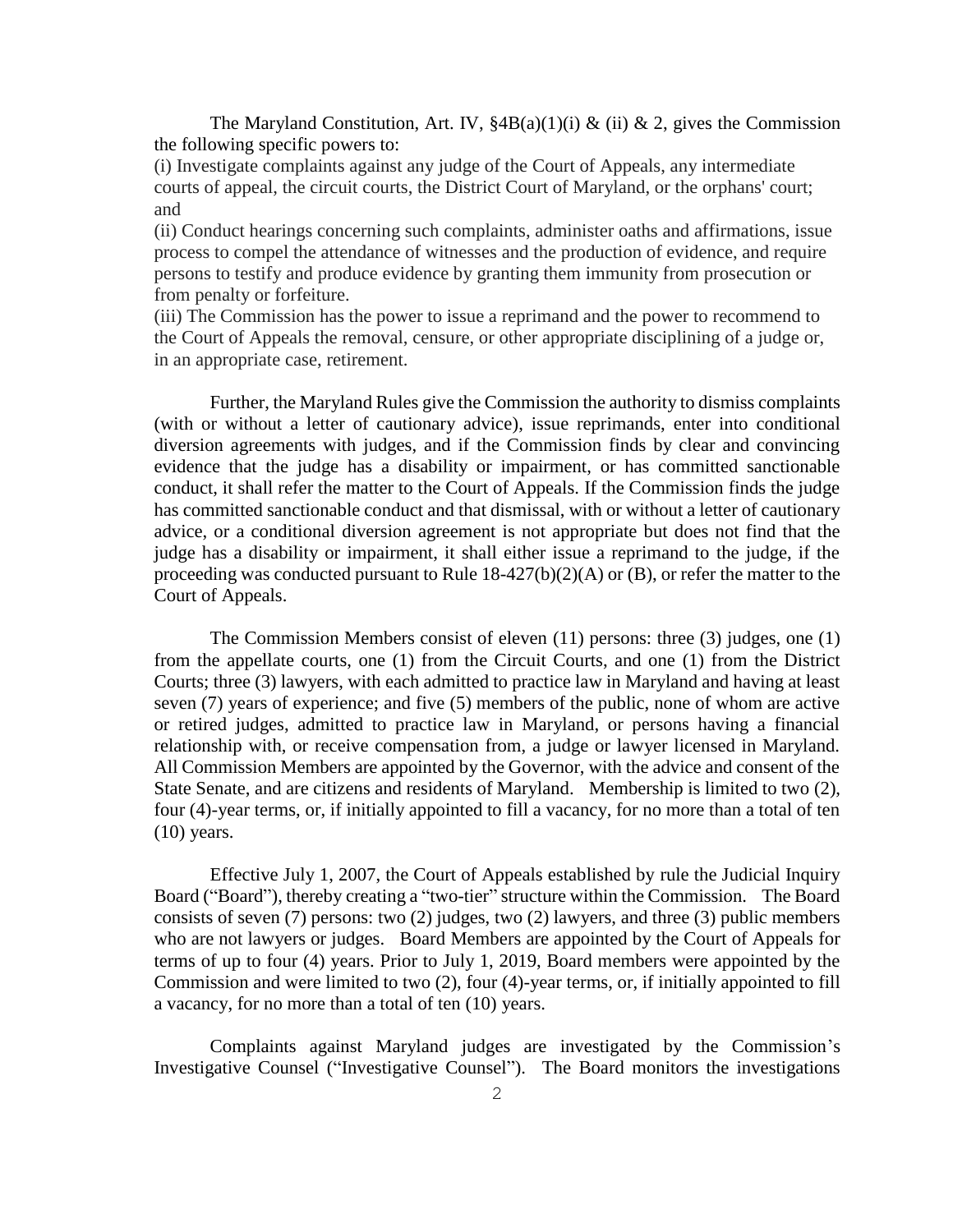The Maryland Constitution, Art. IV, §4B(a)(1)(i) & (ii) & 2, gives the Commission the following specific powers to:

(i) Investigate complaints against any judge of the Court of Appeals, any intermediate courts of appeal, the circuit courts, the District Court of Maryland, or the orphans' court; and

(ii) Conduct hearings concerning such complaints, administer oaths and affirmations, issue process to compel the attendance of witnesses and the production of evidence, and require persons to testify and produce evidence by granting them immunity from prosecution or from penalty or forfeiture.

(iii) The Commission has the power to issue a reprimand and the power to recommend to the Court of Appeals the removal, censure, or other appropriate disciplining of a judge or, in an appropriate case, retirement.

Further, the Maryland Rules give the Commission the authority to dismiss complaints (with or without a letter of cautionary advice), issue reprimands, enter into conditional diversion agreements with judges, and if the Commission finds by clear and convincing evidence that the judge has a disability or impairment, or has committed sanctionable conduct, it shall refer the matter to the Court of Appeals. If the Commission finds the judge has committed sanctionable conduct and that dismissal, with or without a letter of cautionary advice, or a conditional diversion agreement is not appropriate but does not find that the judge has a disability or impairment, it shall either issue a reprimand to the judge, if the proceeding was conducted pursuant to Rule 18-427(b)(2)(A) or (B), or refer the matter to the Court of Appeals.

The Commission Members consist of eleven (11) persons: three (3) judges, one (1) from the appellate courts, one (1) from the Circuit Courts, and one (1) from the District Courts; three (3) lawyers, with each admitted to practice law in Maryland and having at least seven (7) years of experience; and five (5) members of the public, none of whom are active or retired judges, admitted to practice law in Maryland, or persons having a financial relationship with, or receive compensation from, a judge or lawyer licensed in Maryland. All Commission Members are appointed by the Governor, with the advice and consent of the State Senate, and are citizens and residents of Maryland. Membership is limited to two (2), four (4)-year terms, or, if initially appointed to fill a vacancy, for no more than a total of ten (10) years.

Effective July 1, 2007, the Court of Appeals established by rule the Judicial Inquiry Board ("Board"), thereby creating a "two-tier" structure within the Commission. The Board consists of seven (7) persons: two (2) judges, two (2) lawyers, and three (3) public members who are not lawyers or judges. Board Members are appointed by the Court of Appeals for terms of up to four (4) years. Prior to July 1, 2019, Board members were appointed by the Commission and were limited to two (2), four (4)-year terms, or, if initially appointed to fill a vacancy, for no more than a total of ten (10) years.

Complaints against Maryland judges are investigated by the Commission's Investigative Counsel ("Investigative Counsel"). The Board monitors the investigations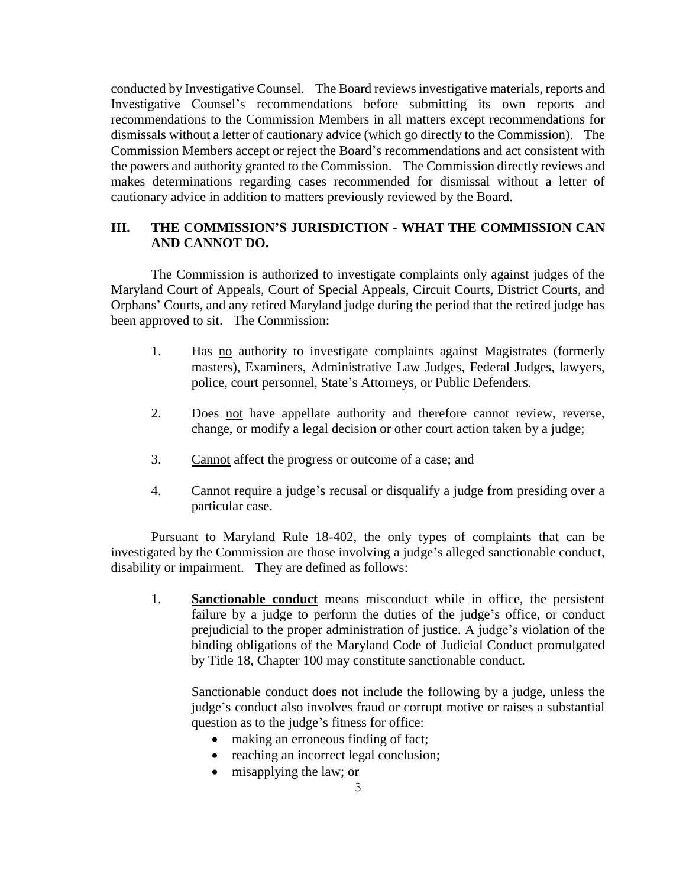conducted by Investigative Counsel. The Board reviews investigative materials, reports and Investigative Counsel's recommendations before submitting its own reports and recommendations to the Commission Members in all matters except recommendations for dismissals without a letter of cautionary advice (which go directly to the Commission). The Commission Members accept or reject the Board's recommendations and act consistent with the powers and authority granted to the Commission. The Commission directly reviews and makes determinations regarding cases recommended for dismissal without a letter of cautionary advice in addition to matters previously reviewed by the Board.

## III. THE COMMISSION'S JURISDICTION - WHAT THE COMMISSION CAN AND CANNOT DO.

The Commission is authorized to investigate complaints only against judges of the Maryland Court of Appeals, Court of Special Appeals, Circuit Courts, District Courts, and Orphans' Courts, and any retired Maryland judge during the period that the retired judge has been approved to sit. The Commission:

1. Has no authority to investigate complaints against Magistrates (formerly masters), Examiners, Administrative Law Judges, Federal Judges, lawyers, police, court personnel, State's Attorneys, or Public Defenders.

2. Does not have appellate authority and therefore cannot review, reverse, change, or modify a legal decision or other court action taken by a judge;

3. Cannot affect the progress or outcome of a case; and

4. Cannot require a judge's recusal or disqualify a judge from presiding over a particular case.

Pursuant to Maryland Rule 18-402, the only types of complaints that can be investigated by the Commission are those involving a judge's alleged sanctionable conduct, disability or impairment. They are defined as follows:

1. **Sanctionable conduct** means misconduct while in office, the persistent failure by a judge to perform the duties of the judge's office, or conduct prejudicial to the proper administration of justice. A judge's violation of the binding obligations of the Maryland Code of Judicial Conduct promulgated by Title 18, Chapter 100 may constitute sanctionable conduct.

   Sanctionable conduct does not include the following by a judge, unless the judge's conduct also involves fraud or corrupt motive or raises a substantial question as to the judge's fitness for office:

   - making an erroneous finding of fact;
   - reaching an incorrect legal conclusion;
   - misapplying the law; or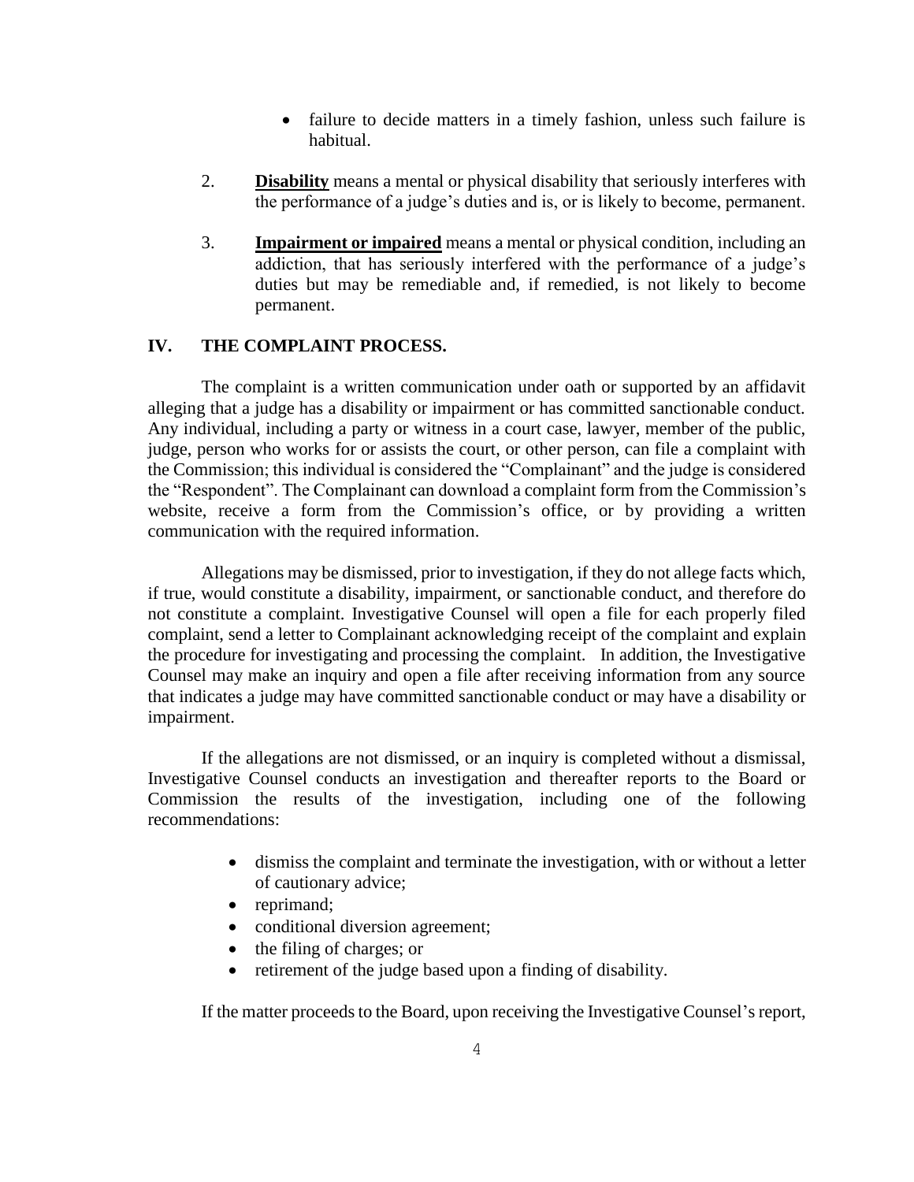- failure to decide matters in a timely fashion, unless such failure is habitual.

2. **Disability** means a mental or physical disability that seriously interferes with the performance of a judge's duties and is, or is likely to become, permanent.

3. **Impairment or impaired** means a mental or physical condition, including an addiction, that has seriously interfered with the performance of a judge's duties but may be remediable and, if remedied, is not likely to become permanent.

## IV. THE COMPLAINT PROCESS.

The complaint is a written communication under oath or supported by an affidavit alleging that a judge has a disability or impairment or has committed sanctionable conduct. Any individual, including a party or witness in a court case, lawyer, member of the public, judge, person who works for or assists the court, or other person, can file a complaint with the Commission; this individual is considered the "Complainant" and the judge is considered the "Respondent". The Complainant can download a complaint form from the Commission's website, receive a form from the Commission's office, or by providing a written communication with the required information.

Allegations may be dismissed, prior to investigation, if they do not allege facts which, if true, would constitute a disability, impairment, or sanctionable conduct, and therefore do not constitute a complaint. Investigative Counsel will open a file for each properly filed complaint, send a letter to Complainant acknowledging receipt of the complaint and explain the procedure for investigating and processing the complaint. In addition, the Investigative Counsel may make an inquiry and open a file after receiving information from any source that indicates a judge may have committed sanctionable conduct or may have a disability or impairment.

If the allegations are not dismissed, or an inquiry is completed without a dismissal, Investigative Counsel conducts an investigation and thereafter reports to the Board or Commission the results of the investigation, including one of the following recommendations:

- dismiss the complaint and terminate the investigation, with or without a letter of cautionary advice;
- reprimand;
- conditional diversion agreement;
- the filing of charges; or
- retirement of the judge based upon a finding of disability.

If the matter proceeds to the Board, upon receiving the Investigative Counsel's report,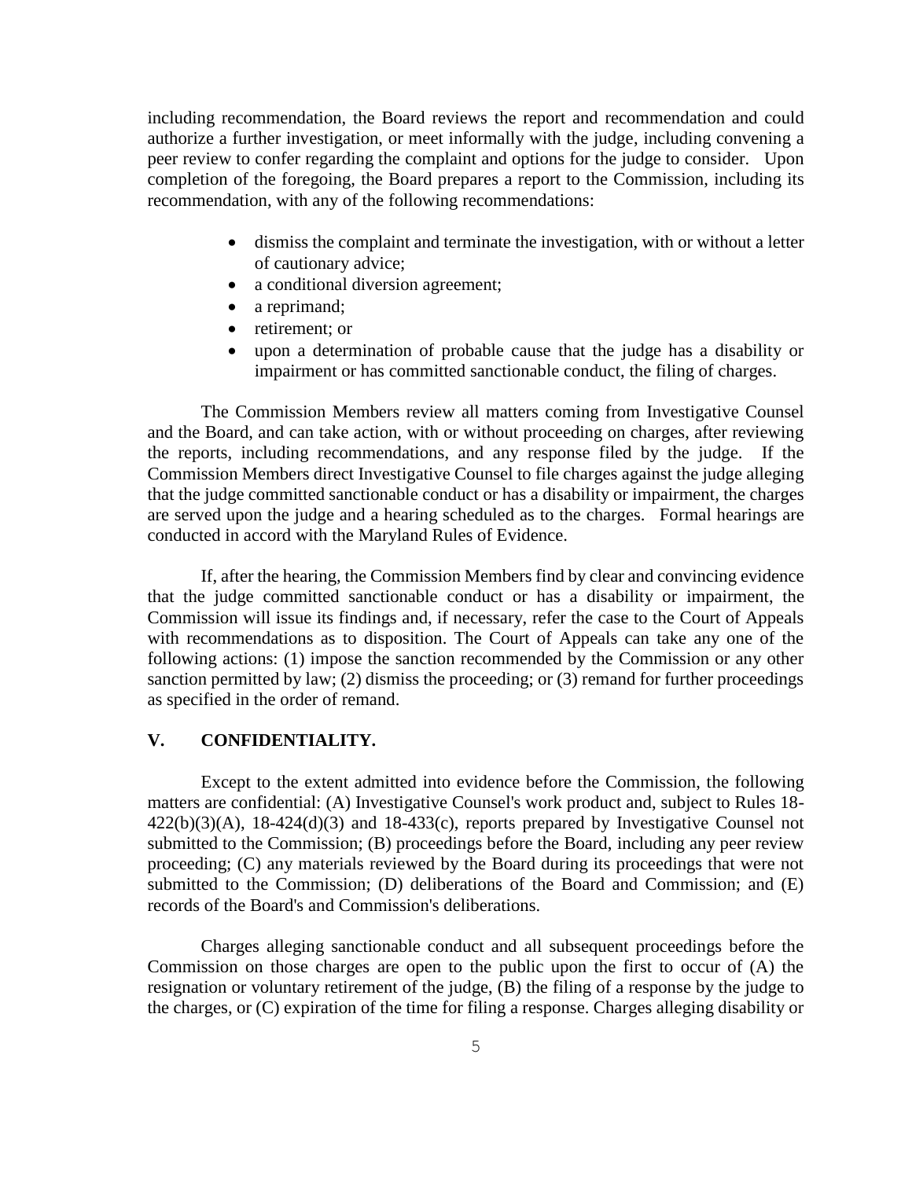including recommendation, the Board reviews the report and recommendation and could authorize a further investigation, or meet informally with the judge, including convening a peer review to confer regarding the complaint and options for the judge to consider. Upon completion of the foregoing, the Board prepares a report to the Commission, including its recommendation, with any of the following recommendations:

- dismiss the complaint and terminate the investigation, with or without a letter of cautionary advice;
- a conditional diversion agreement;
- a reprimand;
- retirement; or
- upon a determination of probable cause that the judge has a disability or impairment or has committed sanctionable conduct, the filing of charges.

The Commission Members review all matters coming from Investigative Counsel and the Board, and can take action, with or without proceeding on charges, after reviewing the reports, including recommendations, and any response filed by the judge. If the Commission Members direct Investigative Counsel to file charges against the judge alleging that the judge committed sanctionable conduct or has a disability or impairment, the charges are served upon the judge and a hearing scheduled as to the charges. Formal hearings are conducted in accord with the Maryland Rules of Evidence.

If, after the hearing, the Commission Members find by clear and convincing evidence that the judge committed sanctionable conduct or has a disability or impairment, the Commission will issue its findings and, if necessary, refer the case to the Court of Appeals with recommendations as to disposition. The Court of Appeals can take any one of the following actions: (1) impose the sanction recommended by the Commission or any other sanction permitted by law; (2) dismiss the proceeding; or (3) remand for further proceedings as specified in the order of remand.

## V. CONFIDENTIALITY.

Except to the extent admitted into evidence before the Commission, the following matters are confidential: (A) Investigative Counsel's work product and, subject to Rules 18-422(b)(3)(A), 18-424(d)(3) and 18-433(c), reports prepared by Investigative Counsel not submitted to the Commission; (B) proceedings before the Board, including any peer review proceeding; (C) any materials reviewed by the Board during its proceedings that were not submitted to the Commission; (D) deliberations of the Board and Commission; and (E) records of the Board's and Commission's deliberations.

Charges alleging sanctionable conduct and all subsequent proceedings before the Commission on those charges are open to the public upon the first to occur of (A) the resignation or voluntary retirement of the judge, (B) the filing of a response by the judge to the charges, or (C) expiration of the time for filing a response. Charges alleging disability or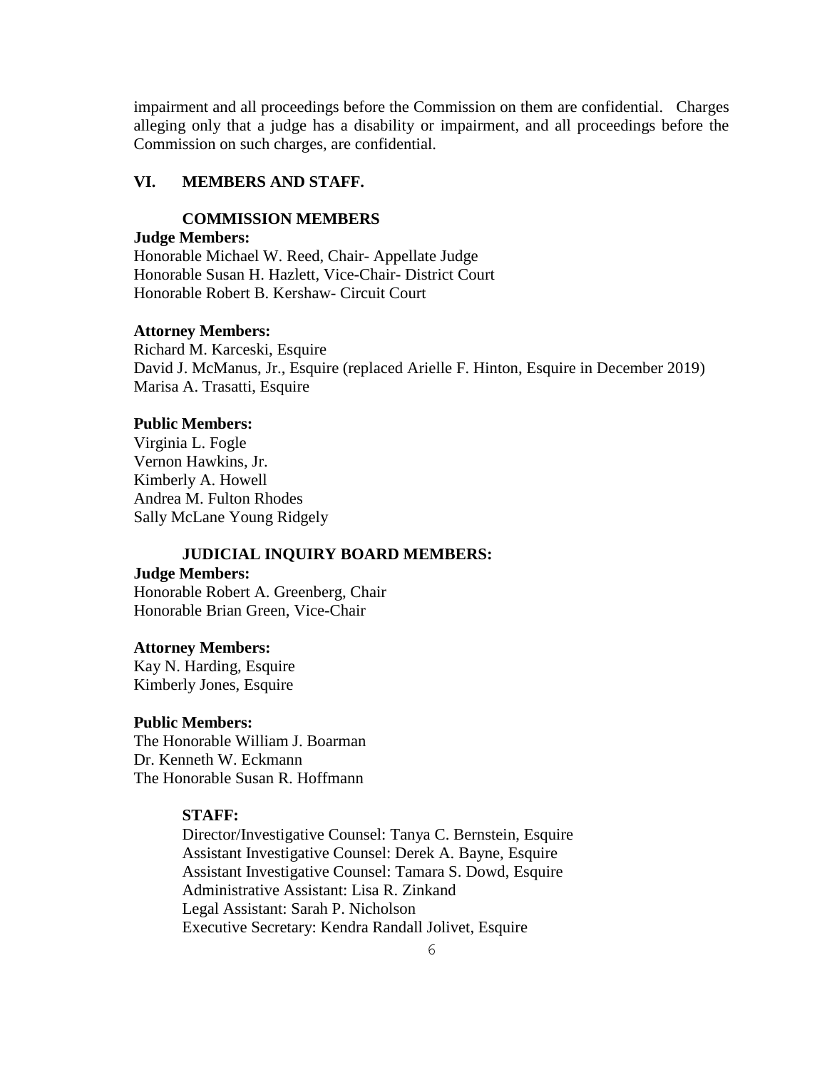impairment and all proceedings before the Commission on them are confidential. Charges alleging only that a judge has a disability or impairment, and all proceedings before the Commission on such charges, are confidential.

## VI. MEMBERS AND STAFF.

### COMMISSION MEMBERS

**Judge Members:**

Honorable Michael W. Reed, Chair- Appellate Judge
Honorable Susan H. Hazlett, Vice-Chair- District Court
Honorable Robert B. Kershaw- Circuit Court

**Attorney Members:**

Richard M. Karceski, Esquire
David J. McManus, Jr., Esquire (replaced Arielle F. Hinton, Esquire in December 2019)
Marisa A. Trasatti, Esquire

**Public Members:**

Virginia L. Fogle
Vernon Hawkins, Jr.
Kimberly A. Howell
Andrea M. Fulton Rhodes
Sally McLane Young Ridgely

### JUDICIAL INQUIRY BOARD MEMBERS:

**Judge Members:**

Honorable Robert A. Greenberg, Chair
Honorable Brian Green, Vice-Chair

**Attorney Members:**

Kay N. Harding, Esquire
Kimberly Jones, Esquire

**Public Members:**

The Honorable William J. Boarman
Dr. Kenneth W. Eckmann
The Honorable Susan R. Hoffmann

### STAFF:

Director/Investigative Counsel: Tanya C. Bernstein, Esquire
Assistant Investigative Counsel: Derek A. Bayne, Esquire
Assistant Investigative Counsel: Tamara S. Dowd, Esquire
Administrative Assistant: Lisa R. Zinkand
Legal Assistant: Sarah P. Nicholson
Executive Secretary: Kendra Randall Jolivet, Esquire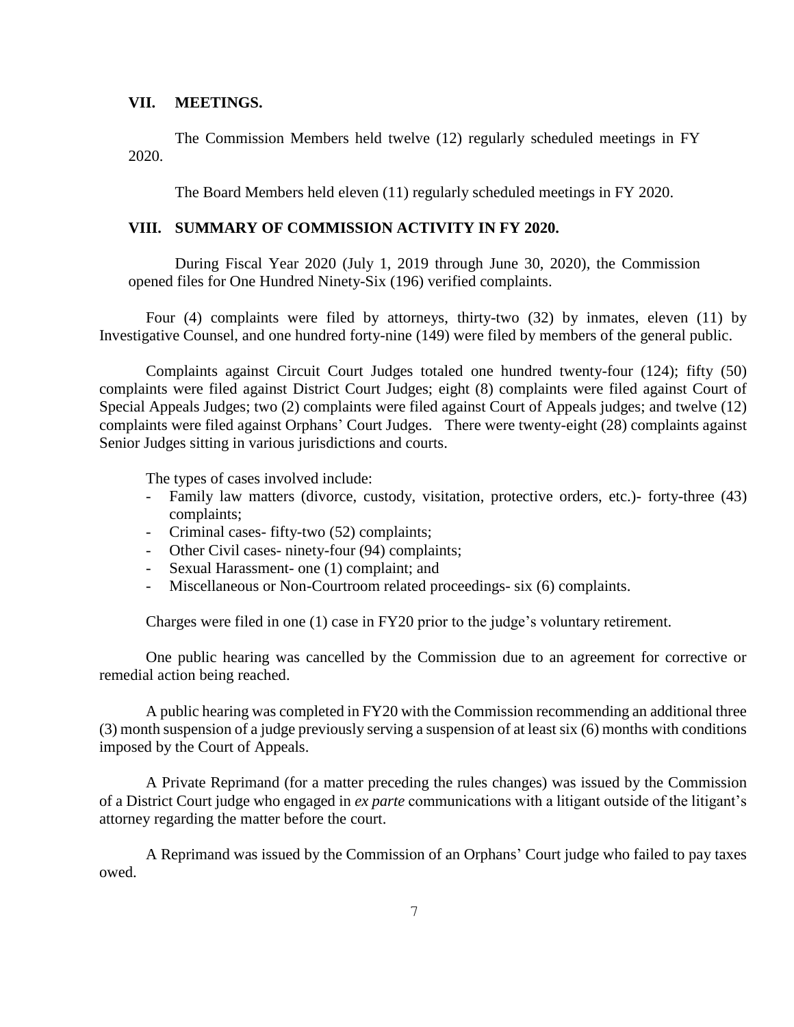## VII. MEETINGS.

The Commission Members held twelve (12) regularly scheduled meetings in FY 2020.

The Board Members held eleven (11) regularly scheduled meetings in FY 2020.

## VIII. SUMMARY OF COMMISSION ACTIVITY IN FY 2020.

During Fiscal Year 2020 (July 1, 2019 through June 30, 2020), the Commission opened files for One Hundred Ninety-Six (196) verified complaints.

Four (4) complaints were filed by attorneys, thirty-two (32) by inmates, eleven (11) by Investigative Counsel, and one hundred forty-nine (149) were filed by members of the general public.

Complaints against Circuit Court Judges totaled one hundred twenty-four (124); fifty (50) complaints were filed against District Court Judges; eight (8) complaints were filed against Court of Special Appeals Judges; two (2) complaints were filed against Court of Appeals judges; and twelve (12) complaints were filed against Orphans' Court Judges. There were twenty-eight (28) complaints against Senior Judges sitting in various jurisdictions and courts.

The types of cases involved include:

- Family law matters (divorce, custody, visitation, protective orders, etc.)- forty-three (43) complaints;
- Criminal cases- fifty-two (52) complaints;
- Other Civil cases- ninety-four (94) complaints;
- Sexual Harassment- one (1) complaint; and
- Miscellaneous or Non-Courtroom related proceedings- six (6) complaints.

Charges were filed in one (1) case in FY20 prior to the judge's voluntary retirement.

One public hearing was cancelled by the Commission due to an agreement for corrective or remedial action being reached.

A public hearing was completed in FY20 with the Commission recommending an additional three (3) month suspension of a judge previously serving a suspension of at least six (6) months with conditions imposed by the Court of Appeals.

A Private Reprimand (for a matter preceding the rules changes) was issued by the Commission of a District Court judge who engaged in *ex parte* communications with a litigant outside of the litigant's attorney regarding the matter before the court.

A Reprimand was issued by the Commission of an Orphans' Court judge who failed to pay taxes owed.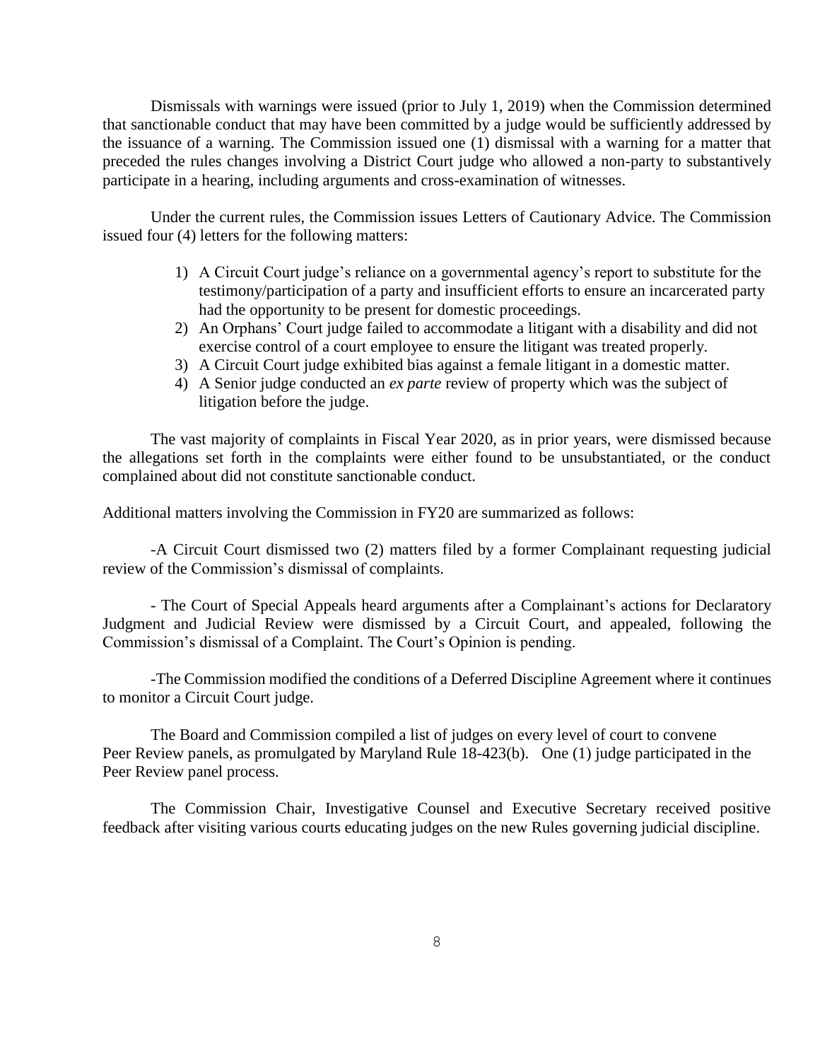Dismissals with warnings were issued (prior to July 1, 2019) when the Commission determined that sanctionable conduct that may have been committed by a judge would be sufficiently addressed by the issuance of a warning. The Commission issued one (1) dismissal with a warning for a matter that preceded the rules changes involving a District Court judge who allowed a non-party to substantively participate in a hearing, including arguments and cross-examination of witnesses.

Under the current rules, the Commission issues Letters of Cautionary Advice. The Commission issued four (4) letters for the following matters:

1) A Circuit Court judge's reliance on a governmental agency's report to substitute for the testimony/participation of a party and insufficient efforts to ensure an incarcerated party had the opportunity to be present for domestic proceedings.
2) An Orphans' Court judge failed to accommodate a litigant with a disability and did not exercise control of a court employee to ensure the litigant was treated properly.
3) A Circuit Court judge exhibited bias against a female litigant in a domestic matter.
4) A Senior judge conducted an *ex parte* review of property which was the subject of litigation before the judge.

The vast majority of complaints in Fiscal Year 2020, as in prior years, were dismissed because the allegations set forth in the complaints were either found to be unsubstantiated, or the conduct complained about did not constitute sanctionable conduct.

Additional matters involving the Commission in FY20 are summarized as follows:

-A Circuit Court dismissed two (2) matters filed by a former Complainant requesting judicial review of the Commission's dismissal of complaints.

- The Court of Special Appeals heard arguments after a Complainant's actions for Declaratory Judgment and Judicial Review were dismissed by a Circuit Court, and appealed, following the Commission's dismissal of a Complaint. The Court's Opinion is pending.

-The Commission modified the conditions of a Deferred Discipline Agreement where it continues to monitor a Circuit Court judge.

The Board and Commission compiled a list of judges on every level of court to convene Peer Review panels, as promulgated by Maryland Rule 18-423(b). One (1) judge participated in the Peer Review panel process.

The Commission Chair, Investigative Counsel and Executive Secretary received positive feedback after visiting various courts educating judges on the new Rules governing judicial discipline.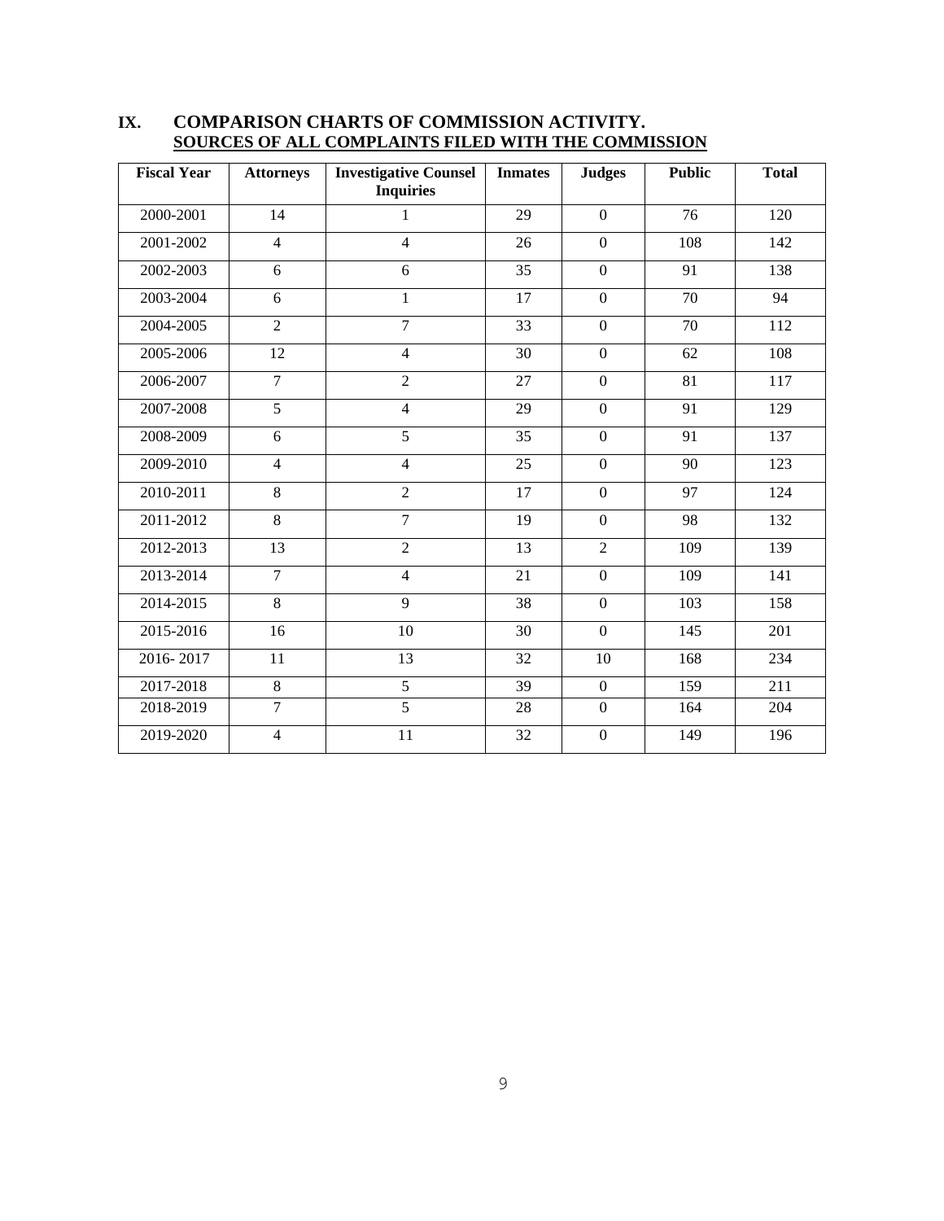## IX. COMPARISON CHARTS OF COMMISSION ACTIVITY.

**SOURCES OF ALL COMPLAINTS FILED WITH THE COMMISSION**

| Fiscal Year | Attorneys | Investigative Counsel Inquiries | Inmates | Judges | Public | Total |
|---|---|---|---|---|---|---|
| 2000-2001 | 14 | 1 | 29 | 0 | 76 | 120 |
| 2001-2002 | 4 | 4 | 26 | 0 | 108 | 142 |
| 2002-2003 | 6 | 6 | 35 | 0 | 91 | 138 |
| 2003-2004 | 6 | 1 | 17 | 0 | 70 | 94 |
| 2004-2005 | 2 | 7 | 33 | 0 | 70 | 112 |
| 2005-2006 | 12 | 4 | 30 | 0 | 62 | 108 |
| 2006-2007 | 7 | 2 | 27 | 0 | 81 | 117 |
| 2007-2008 | 5 | 4 | 29 | 0 | 91 | 129 |
| 2008-2009 | 6 | 5 | 35 | 0 | 91 | 137 |
| 2009-2010 | 4 | 4 | 25 | 0 | 90 | 123 |
| 2010-2011 | 8 | 2 | 17 | 0 | 97 | 124 |
| 2011-2012 | 8 | 7 | 19 | 0 | 98 | 132 |
| 2012-2013 | 13 | 2 | 13 | 2 | 109 | 139 |
| 2013-2014 | 7 | 4 | 21 | 0 | 109 | 141 |
| 2014-2015 | 8 | 9 | 38 | 0 | 103 | 158 |
| 2015-2016 | 16 | 10 | 30 | 0 | 145 | 201 |
| 2016- 2017 | 11 | 13 | 32 | 10 | 168 | 234 |
| 2017-2018 | 8 | 5 | 39 | 0 | 159 | 211 |
| 2018-2019 | 7 | 5 | 28 | 0 | 164 | 204 |
| 2019-2020 | 4 | 11 | 32 | 0 | 149 | 196 |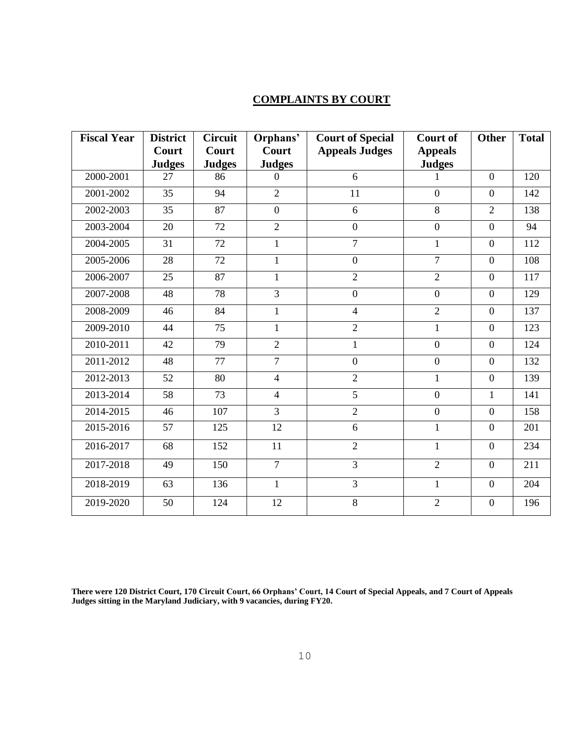## COMPLAINTS BY COURT

| Fiscal Year | District Court Judges | Circuit Court Judges | Orphans' Court Judges | Court of Special Appeals Judges | Court of Appeals Judges | Other | Total |
|---|---|---|---|---|---|---|---|
| 2000-2001 | 27 | 86 | 0 | 6 | 1 | 0 | 120 |
| 2001-2002 | 35 | 94 | 2 | 11 | 0 | 0 | 142 |
| 2002-2003 | 35 | 87 | 0 | 6 | 8 | 2 | 138 |
| 2003-2004 | 20 | 72 | 2 | 0 | 0 | 0 | 94 |
| 2004-2005 | 31 | 72 | 1 | 7 | 1 | 0 | 112 |
| 2005-2006 | 28 | 72 | 1 | 0 | 7 | 0 | 108 |
| 2006-2007 | 25 | 87 | 1 | 2 | 2 | 0 | 117 |
| 2007-2008 | 48 | 78 | 3 | 0 | 0 | 0 | 129 |
| 2008-2009 | 46 | 84 | 1 | 4 | 2 | 0 | 137 |
| 2009-2010 | 44 | 75 | 1 | 2 | 1 | 0 | 123 |
| 2010-2011 | 42 | 79 | 2 | 1 | 0 | 0 | 124 |
| 2011-2012 | 48 | 77 | 7 | 0 | 0 | 0 | 132 |
| 2012-2013 | 52 | 80 | 4 | 2 | 1 | 0 | 139 |
| 2013-2014 | 58 | 73 | 4 | 5 | 0 | 1 | 141 |
| 2014-2015 | 46 | 107 | 3 | 2 | 0 | 0 | 158 |
| 2015-2016 | 57 | 125 | 12 | 6 | 1 | 0 | 201 |
| 2016-2017 | 68 | 152 | 11 | 2 | 1 | 0 | 234 |
| 2017-2018 | 49 | 150 | 7 | 3 | 2 | 0 | 211 |
| 2018-2019 | 63 | 136 | 1 | 3 | 1 | 0 | 204 |
| 2019-2020 | 50 | 124 | 12 | 8 | 2 | 0 | 196 |

**There were 120 District Court, 170 Circuit Court, 66 Orphans' Court, 14 Court of Special Appeals, and 7 Court of Appeals Judges sitting in the Maryland Judiciary, with 9 vacancies, during FY20.**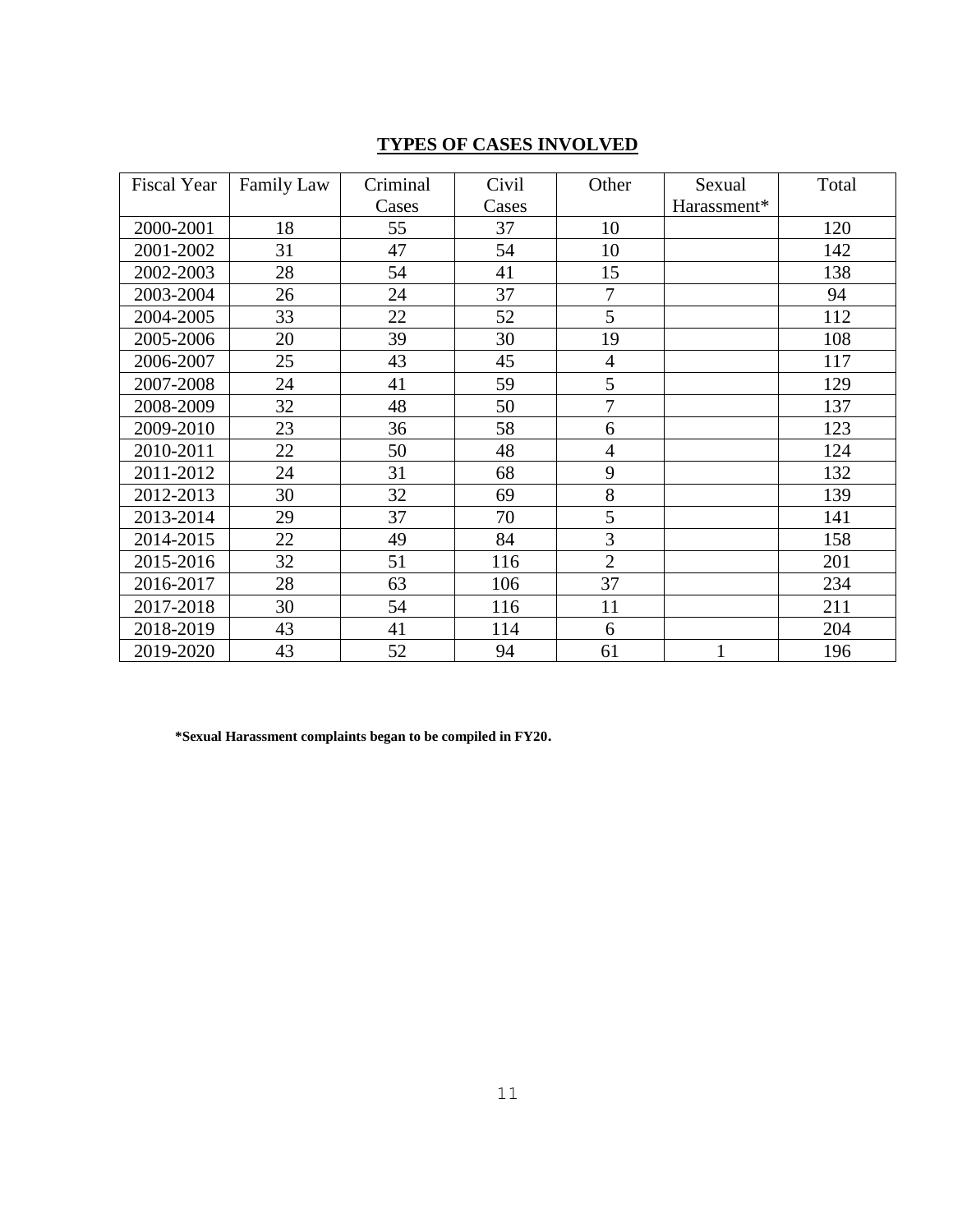## TYPES OF CASES INVOLVED

| Fiscal Year | Family Law | Criminal Cases | Civil Cases | Other | Sexual Harassment* | Total |
|---|---|---|---|---|---|---|
| 2000-2001 | 18 | 55 | 37 | 10 | | 120 |
| 2001-2002 | 31 | 47 | 54 | 10 | | 142 |
| 2002-2003 | 28 | 54 | 41 | 15 | | 138 |
| 2003-2004 | 26 | 24 | 37 | 7 | | 94 |
| 2004-2005 | 33 | 22 | 52 | 5 | | 112 |
| 2005-2006 | 20 | 39 | 30 | 19 | | 108 |
| 2006-2007 | 25 | 43 | 45 | 4 | | 117 |
| 2007-2008 | 24 | 41 | 59 | 5 | | 129 |
| 2008-2009 | 32 | 48 | 50 | 7 | | 137 |
| 2009-2010 | 23 | 36 | 58 | 6 | | 123 |
| 2010-2011 | 22 | 50 | 48 | 4 | | 124 |
| 2011-2012 | 24 | 31 | 68 | 9 | | 132 |
| 2012-2013 | 30 | 32 | 69 | 8 | | 139 |
| 2013-2014 | 29 | 37 | 70 | 5 | | 141 |
| 2014-2015 | 22 | 49 | 84 | 3 | | 158 |
| 2015-2016 | 32 | 51 | 116 | 2 | | 201 |
| 2016-2017 | 28 | 63 | 106 | 37 | | 234 |
| 2017-2018 | 30 | 54 | 116 | 11 | | 211 |
| 2018-2019 | 43 | 41 | 114 | 6 | | 204 |
| 2019-2020 | 43 | 52 | 94 | 61 | 1 | 196 |

**\*Sexual Harassment complaints began to be compiled in FY20.**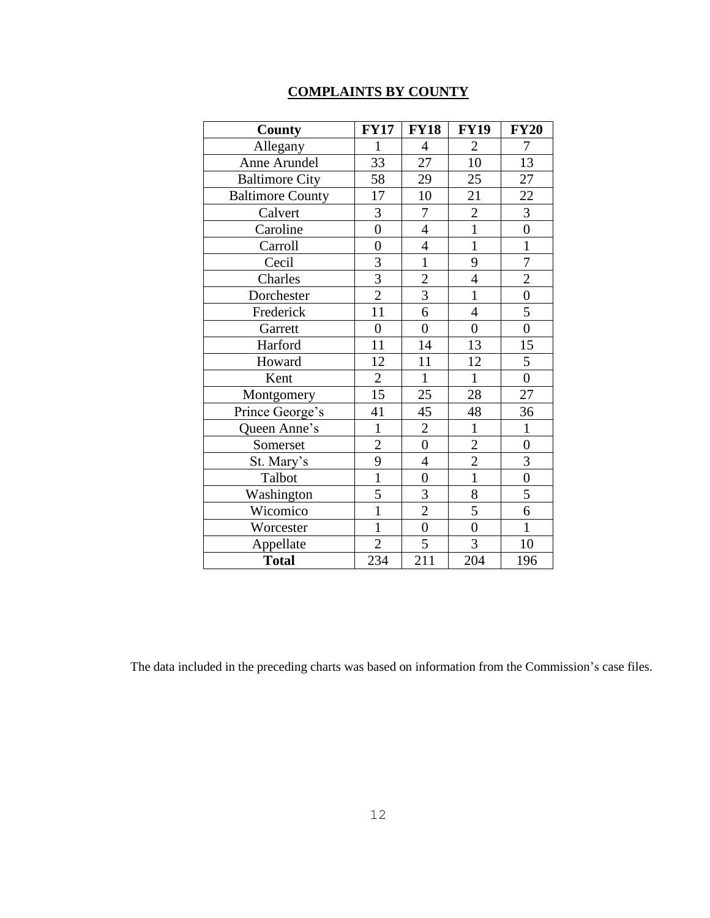## COMPLAINTS BY COUNTY

| County | FY17 | FY18 | FY19 | FY20 |
|---|---|---|---|---|
| Allegany | 1 | 4 | 2 | 7 |
| Anne Arundel | 33 | 27 | 10 | 13 |
| Baltimore City | 58 | 29 | 25 | 27 |
| Baltimore County | 17 | 10 | 21 | 22 |
| Calvert | 3 | 7 | 2 | 3 |
| Caroline | 0 | 4 | 1 | 0 |
| Carroll | 0 | 4 | 1 | 1 |
| Cecil | 3 | 1 | 9 | 7 |
| Charles | 3 | 2 | 4 | 2 |
| Dorchester | 2 | 3 | 1 | 0 |
| Frederick | 11 | 6 | 4 | 5 |
| Garrett | 0 | 0 | 0 | 0 |
| Harford | 11 | 14 | 13 | 15 |
| Howard | 12 | 11 | 12 | 5 |
| Kent | 2 | 1 | 1 | 0 |
| Montgomery | 15 | 25 | 28 | 27 |
| Prince George's | 41 | 45 | 48 | 36 |
| Queen Anne's | 1 | 2 | 1 | 1 |
| Somerset | 2 | 0 | 2 | 0 |
| St. Mary's | 9 | 4 | 2 | 3 |
| Talbot | 1 | 0 | 1 | 0 |
| Washington | 5 | 3 | 8 | 5 |
| Wicomico | 1 | 2 | 5 | 6 |
| Worcester | 1 | 0 | 0 | 1 |
| Appellate | 2 | 5 | 3 | 10 |
| **Total** | 234 | 211 | 204 | 196 |

The data included in the preceding charts was based on information from the Commission's case files.